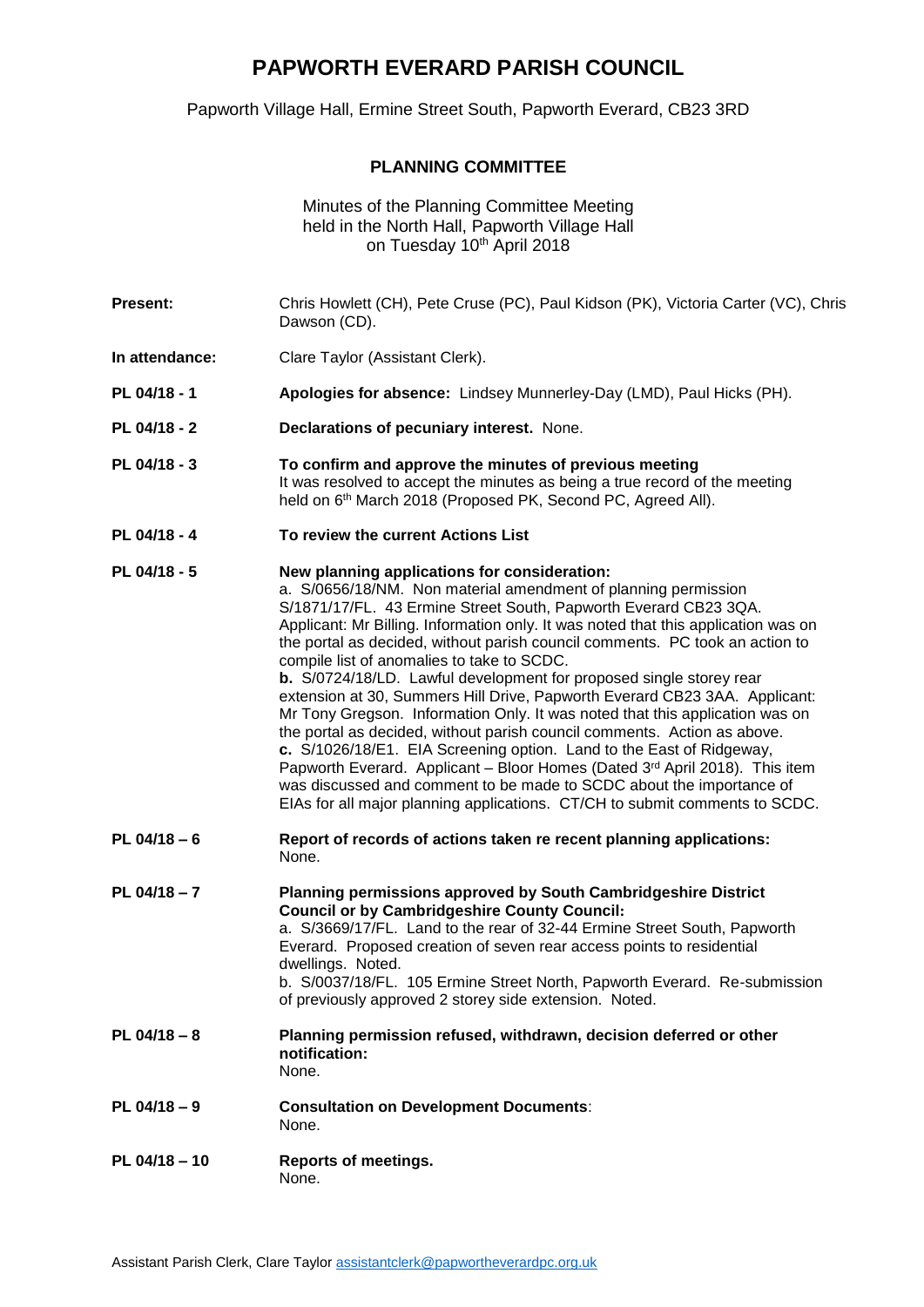# PAPWORTH EVERARD PARISH COUNCIL

Papworth Village Hall, Ermine Street South, Papworth Everard, CB23 3RD

## PLANNING COMMITTEE

Minutes of the Planning Committee Meeting held in the North Hall, Papworth Village Hall on Tuesday 10th April 2018

**Present:** Chris Howlett (CH), Pete Cruse (PC), Paul Kidson (PK), Victoria Carter (VC), Chris Dawson (CD).

**In attendance:** Clare Taylor (Assistant Clerk).

**PL 04/18 - 1** **Apologies for absence:** Lindsey Munnerley-Day (LMD), Paul Hicks (PH).

**PL 04/18 - 2** **Declarations of pecuniary interest.** None.

**PL 04/18 - 3** **To confirm and approve the minutes of previous meeting**
It was resolved to accept the minutes as being a true record of the meeting held on 6th March 2018 (Proposed PK, Second PC, Agreed All).

**PL 04/18 - 4** **To review the current Actions List**

**PL 04/18 - 5** **New planning applications for consideration:**
a. S/0656/18/NM. Non material amendment of planning permission S/1871/17/FL. 43 Ermine Street South, Papworth Everard CB23 3QA. Applicant: Mr Billing. Information only. It was noted that this application was on the portal as decided, without parish council comments. PC took an action to compile list of anomalies to take to SCDC.
**b.** S/0724/18/LD. Lawful development for proposed single storey rear extension at 30, Summers Hill Drive, Papworth Everard CB23 3AA. Applicant: Mr Tony Gregson. Information Only. It was noted that this application was on the portal as decided, without parish council comments. Action as above.
**c.** S/1026/18/E1. EIA Screening option. Land to the East of Ridgeway, Papworth Everard. Applicant – Bloor Homes (Dated 3rd April 2018). This item was discussed and comment to be made to SCDC about the importance of EIAs for all major planning applications. CT/CH to submit comments to SCDC.

**PL 04/18 – 6** **Report of records of actions taken re recent planning applications:**
None.

**PL 04/18 – 7** **Planning permissions approved by South Cambridgeshire District Council or by Cambridgeshire County Council:**
a. S/3669/17/FL. Land to the rear of 32-44 Ermine Street South, Papworth Everard. Proposed creation of seven rear access points to residential dwellings. Noted.
b. S/0037/18/FL. 105 Ermine Street North, Papworth Everard. Re-submission of previously approved 2 storey side extension. Noted.

**PL 04/18 – 8** **Planning permission refused, withdrawn, decision deferred or other notification:**
None.

**PL 04/18 – 9** **Consultation on Development Documents**:
None.

**PL 04/18 – 10** **Reports of meetings.**
None.

Assistant Parish Clerk, Clare Taylor assistantclerk@papwortheverardpc.org.uk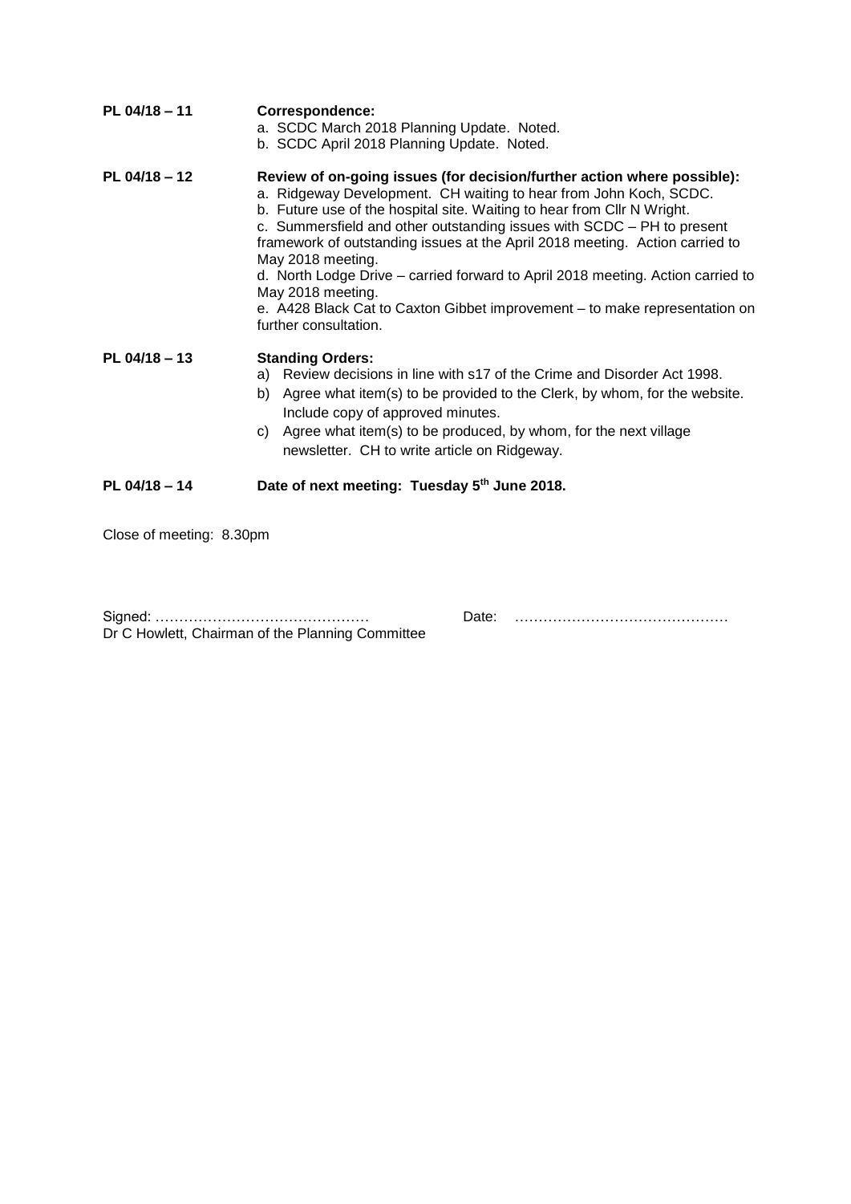**PL 04/18 – 11** **Correspondence:**

a. SCDC March 2018 Planning Update. Noted.
b. SCDC April 2018 Planning Update. Noted.

**PL 04/18 – 12** **Review of on-going issues (for decision/further action where possible):**

a. Ridgeway Development. CH waiting to hear from John Koch, SCDC.
b. Future use of the hospital site. Waiting to hear from Cllr N Wright.
c. Summersfield and other outstanding issues with SCDC – PH to present framework of outstanding issues at the April 2018 meeting. Action carried to May 2018 meeting.
d. North Lodge Drive – carried forward to April 2018 meeting. Action carried to May 2018 meeting.
e. A428 Black Cat to Caxton Gibbet improvement – to make representation on further consultation.

**PL 04/18 – 13** **Standing Orders:**

a) Review decisions in line with s17 of the Crime and Disorder Act 1998.
b) Agree what item(s) to be provided to the Clerk, by whom, for the website. Include copy of approved minutes.
c) Agree what item(s) to be produced, by whom, for the next village newsletter. CH to write article on Ridgeway.

**PL 04/18 – 14** **Date of next meeting: Tuesday 5th June 2018.**

Close of meeting: 8.30pm

Signed: ……………………………………… Date: ………………………………………
Dr C Howlett, Chairman of the Planning Committee